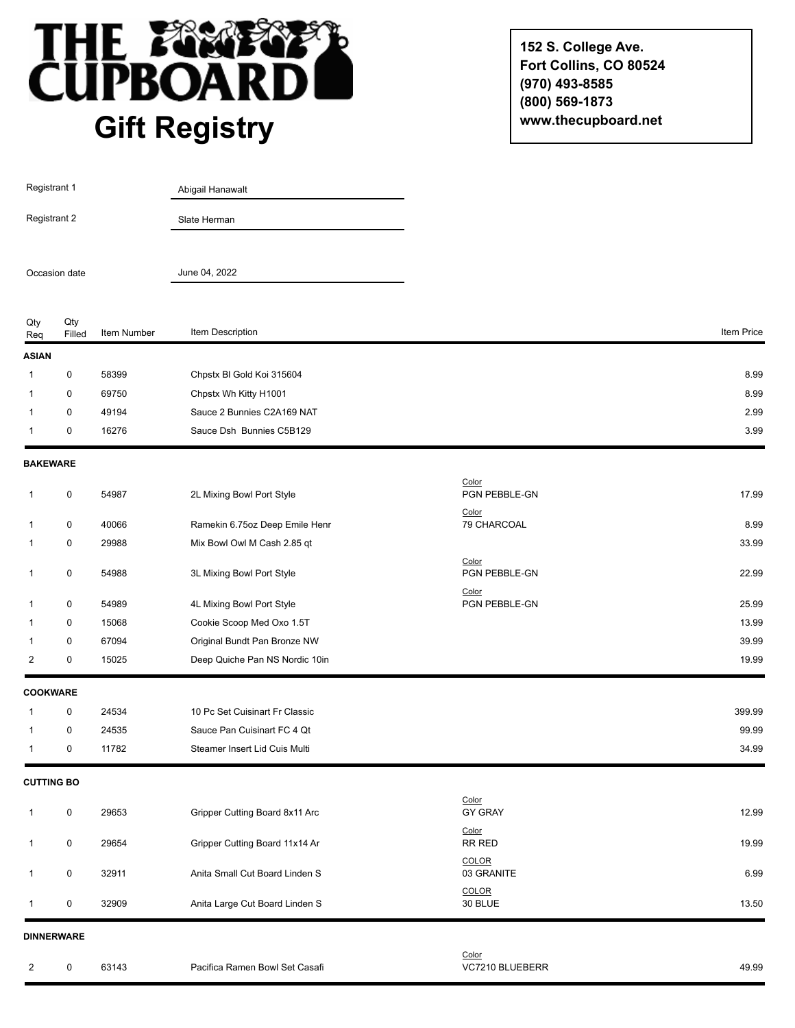# THE CUPBOARD

## Gift Registry

152 S. College Ave.
Fort Collins, CO 80524
(970) 493-8585
(800) 569-1873
www.thecupboard.net

Registrant 1: Abigail Hanawalt

Registrant 2: Slate Herman

Occasion date: June 04, 2022

| Qty Req | Qty Filled | Item Number | Item Description | | Item Price |
|---|---|---|---|---|---|
| **ASIAN** | | | | | |
| 1 | 0 | 58399 | Chpstx Bl Gold Koi 315604 | | 8.99 |
| 1 | 0 | 69750 | Chpstx Wh Kitty H1001 | | 8.99 |
| 1 | 0 | 49194 | Sauce 2 Bunnies C2A169 NAT | | 2.99 |
| 1 | 0 | 16276 | Sauce Dsh Bunnies C5B129 | | 3.99 |
| **BAKEWARE** | | | | | |
| 1 | 0 | 54987 | 2L Mixing Bowl Port Style | Color: PGN PEBBLE-GN | 17.99 |
| 1 | 0 | 40066 | Ramekin 6.75oz Deep Emile Henr | Color: 79 CHARCOAL | 8.99 |
| 1 | 0 | 29988 | Mix Bowl Owl M Cash 2.85 qt | | 33.99 |
| 1 | 0 | 54988 | 3L Mixing Bowl Port Style | Color: PGN PEBBLE-GN | 22.99 |
| 1 | 0 | 54989 | 4L Mixing Bowl Port Style | Color: PGN PEBBLE-GN | 25.99 |
| 1 | 0 | 15068 | Cookie Scoop Med Oxo 1.5T | | 13.99 |
| 1 | 0 | 67094 | Original Bundt Pan Bronze NW | | 39.99 |
| 2 | 0 | 15025 | Deep Quiche Pan NS Nordic 10in | | 19.99 |
| **COOKWARE** | | | | | |
| 1 | 0 | 24534 | 10 Pc Set Cuisinart Fr Classic | | 399.99 |
| 1 | 0 | 24535 | Sauce Pan Cuisinart FC 4 Qt | | 99.99 |
| 1 | 0 | 11782 | Steamer Insert Lid Cuis Multi | | 34.99 |
| **CUTTING BO** | | | | | |
| 1 | 0 | 29653 | Gripper Cutting Board 8x11 Arc | Color: GY GRAY | 12.99 |
| 1 | 0 | 29654 | Gripper Cutting Board 11x14 Ar | Color: RR RED | 19.99 |
| 1 | 0 | 32911 | Anita Small Cut Board Linden S | COLOR: 03 GRANITE | 6.99 |
| 1 | 0 | 32909 | Anita Large Cut Board Linden S | COLOR: 30 BLUE | 13.50 |
| **DINNERWARE** | | | | | |
| 2 | 0 | 63143 | Pacifica Ramen Bowl Set Casafi | Color: VC7210 BLUEBERR | 49.99 |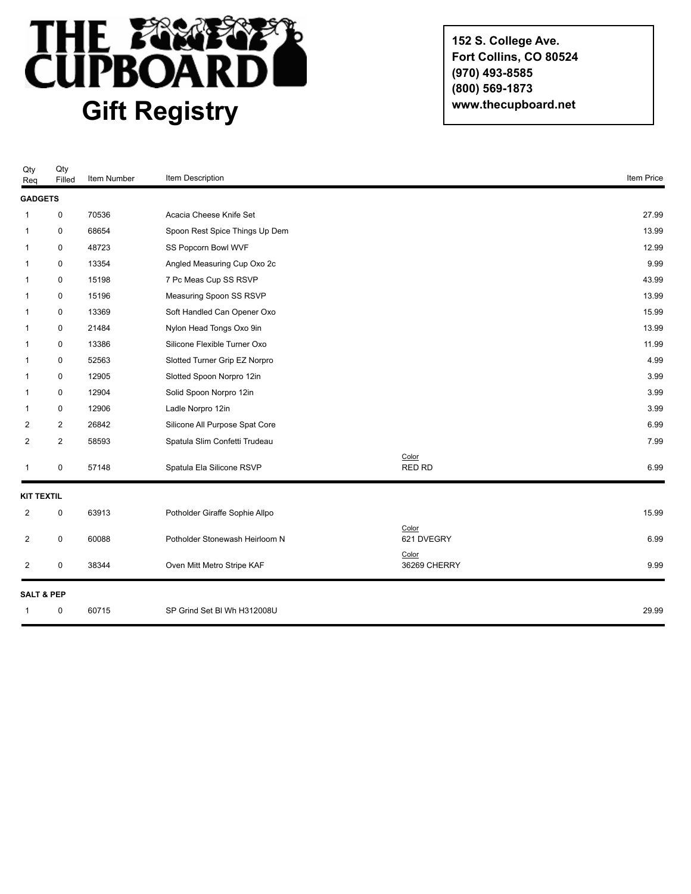# THE CUPBOARD

## Gift Registry

152 S. College Ave.
Fort Collins, CO 80524
(970) 493-8585
(800) 569-1873
www.thecupboard.net

| Qty Req | Qty Filled | Item Number | Item Description | | Item Price |
|---|---|---|---|---|---|
| **GADGETS** | | | | | |
| 1 | 0 | 70536 | Acacia Cheese Knife Set | | 27.99 |
| 1 | 0 | 68654 | Spoon Rest Spice Things Up Dem | | 13.99 |
| 1 | 0 | 48723 | SS Popcorn Bowl WVF | | 12.99 |
| 1 | 0 | 13354 | Angled Measuring Cup Oxo 2c | | 9.99 |
| 1 | 0 | 15198 | 7 Pc Meas Cup SS RSVP | | 43.99 |
| 1 | 0 | 15196 | Measuring Spoon SS RSVP | | 13.99 |
| 1 | 0 | 13369 | Soft Handled Can Opener Oxo | | 15.99 |
| 1 | 0 | 21484 | Nylon Head Tongs Oxo 9in | | 13.99 |
| 1 | 0 | 13386 | Silicone Flexible Turner Oxo | | 11.99 |
| 1 | 0 | 52563 | Slotted Turner Grip EZ Norpro | | 4.99 |
| 1 | 0 | 12905 | Slotted Spoon Norpro 12in | | 3.99 |
| 1 | 0 | 12904 | Solid Spoon Norpro 12in | | 3.99 |
| 1 | 0 | 12906 | Ladle Norpro 12in | | 3.99 |
| 2 | 2 | 26842 | Silicone All Purpose Spat Core | | 6.99 |
| 2 | 2 | 58593 | Spatula Slim Confetti Trudeau | | 7.99 |
| 1 | 0 | 57148 | Spatula Ela Silicone RSVP | Color RED RD | 6.99 |
| **KIT TEXTIL** | | | | | |
| 2 | 0 | 63913 | Potholder Giraffe Sophie Allpo | | 15.99 |
| 2 | 0 | 60088 | Potholder Stonewash Heirloom N | Color 621 DVEGRY | 6.99 |
| 2 | 0 | 38344 | Oven Mitt Metro Stripe KAF | Color 36269 CHERRY | 9.99 |
| **SALT & PEP** | | | | | |
| 1 | 0 | 60715 | SP Grind Set Bl Wh H312008U | | 29.99 |